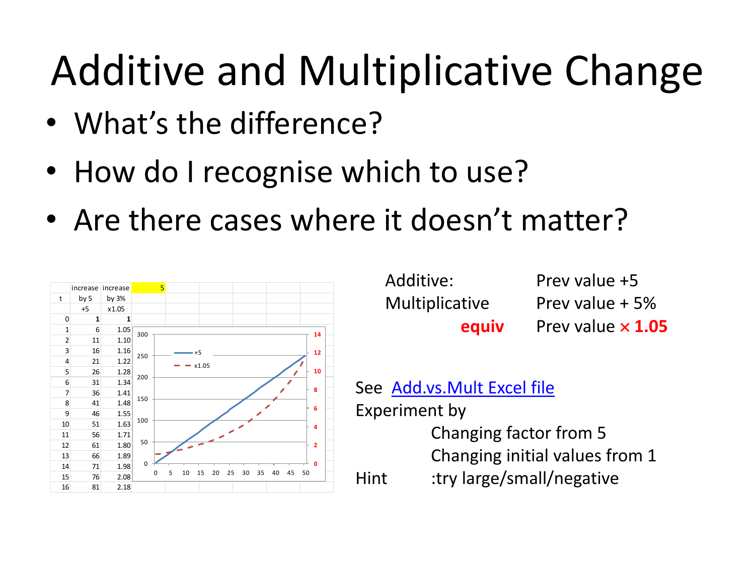# Additive and Multiplicative Change

- What's the difference?
- How do I recognise which to use?
- Are there cases where it doesn't matter?

|  | increase | increase | 5 |
|---|---|---|---|
| t | by 5 | by 3% |  |
|  | +5 | x1.05 |  |
| 0 | **1** | **1** |  |
| 1 | 6 | 1.05 |  |
| 2 | 11 | 1.10 |  |
| 3 | 16 | 1.16 |  |
| 4 | 21 | 1.22 |  |
| 5 | 26 | 1.28 |  |
| 6 | 31 | 1.34 |  |
| 7 | 36 | 1.41 |  |
| 8 | 41 | 1.48 |  |
| 9 | 46 | 1.55 |  |
| 10 | 51 | 1.63 |  |
| 11 | 56 | 1.71 |  |
| 12 | 61 | 1.80 |  |
| 13 | 66 | 1.89 |  |
| 14 | 71 | 1.98 |  |
| 15 | 76 | 2.08 |  |
| 16 | 81 | 2.18 |  |

Additive: Prev value +5

Multiplicative Prev value + 5%

**equiv** Prev value × **1.05**

See Add.vs.Mult Excel file

Experiment by

Changing factor from 5

Changing initial values from 1

Hint :try large/small/negative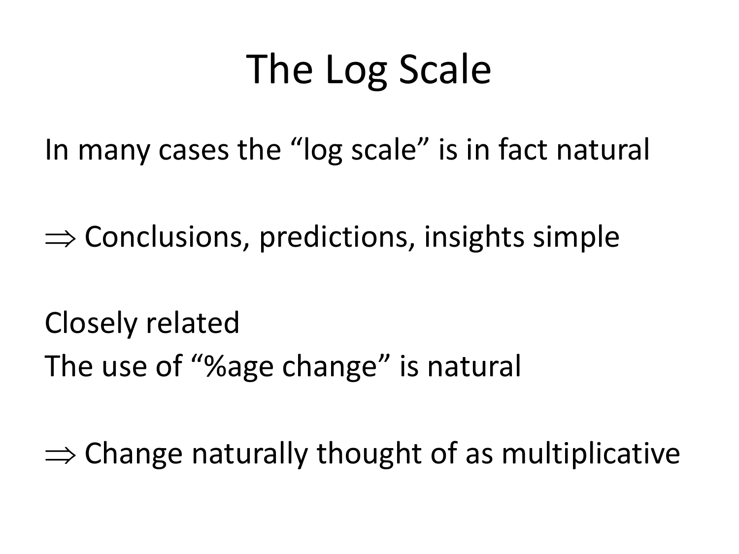# The Log Scale

In many cases the “log scale” is in fact natural

$\Rightarrow$ Conclusions, predictions, insights simple

Closely related

The use of “%age change” is natural

$\Rightarrow$ Change naturally thought of as multiplicative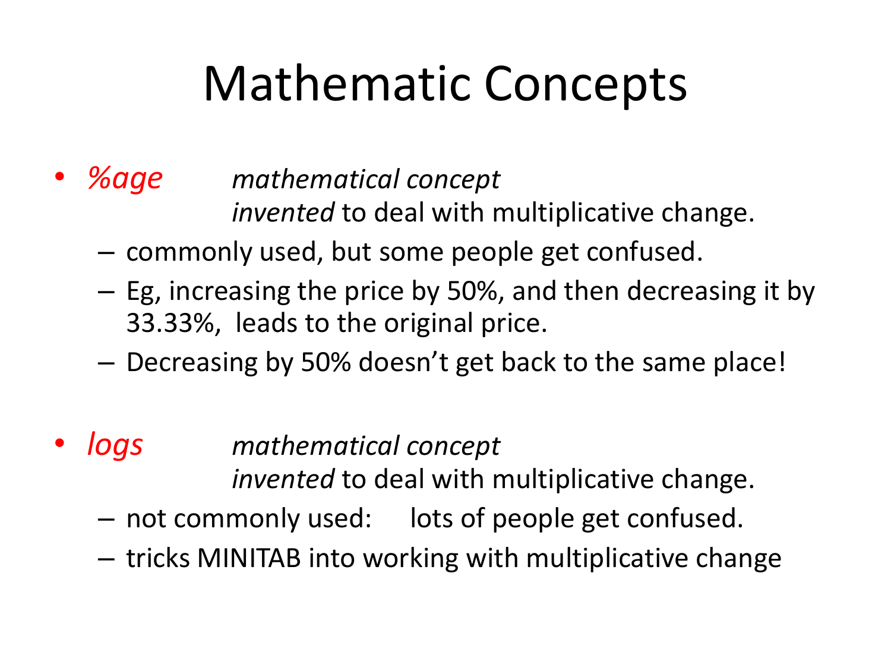# Mathematatic Concepts

- *%age* *mathematical concept*
  *invented* to deal with multiplicative change.
  - commonly used, but some people get confused.
  - Eg, increasing the price by 50%, and then decreasing it by 33.33%, leads to the original price.
  - Decreasing by 50% doesn't get back to the same place!

- *logs* *mathematical concept*
  *invented* to deal with multiplicative change.
  - not commonly used: lots of people get confused.
  - tricks MINITAB into working with multiplicative change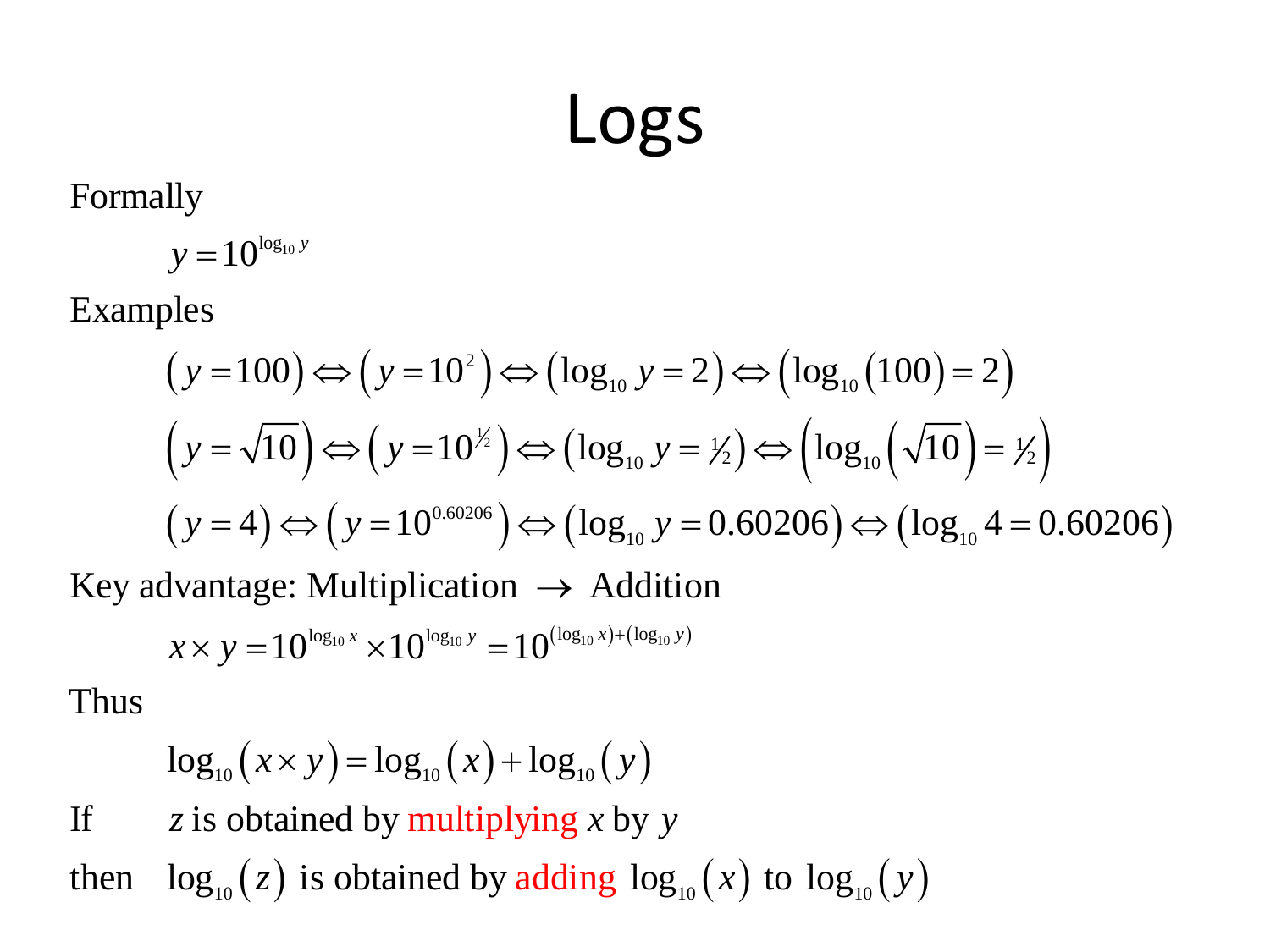# Logs

Formally

$$y = 10^{\log_{10} y}$$

Examples

$$(y = 100) \Leftrightarrow (y = 10^2) \Leftrightarrow (\log_{10} y = 2) \Leftrightarrow (\log_{10}(100) = 2)$$

$$(y = \sqrt{10}) \Leftrightarrow (y = 10^{½}) \Leftrightarrow (\log_{10} y = ½) \Leftrightarrow (\log_{10}(\sqrt{10}) = ½)$$

$$(y = 4) \Leftrightarrow (y = 10^{0.60206}) \Leftrightarrow (\log_{10} y = 0.60206) \Leftrightarrow (\log_{10} 4 = 0.60206)$$

Key advantage: Multiplication $\rightarrow$ Addition

$$x \times y = 10^{\log_{10} x} \times 10^{\log_{10} y} = 10^{(\log_{10} x) + (\log_{10} y)}$$

Thus

$$\log_{10}(x \times y) = \log_{10}(x) + \log_{10}(y)$$

If $z$ is obtained by multiplying $x$ by $y$

then $\log_{10}(z)$ is obtained by adding $\log_{10}(x)$ to $\log_{10}(y)$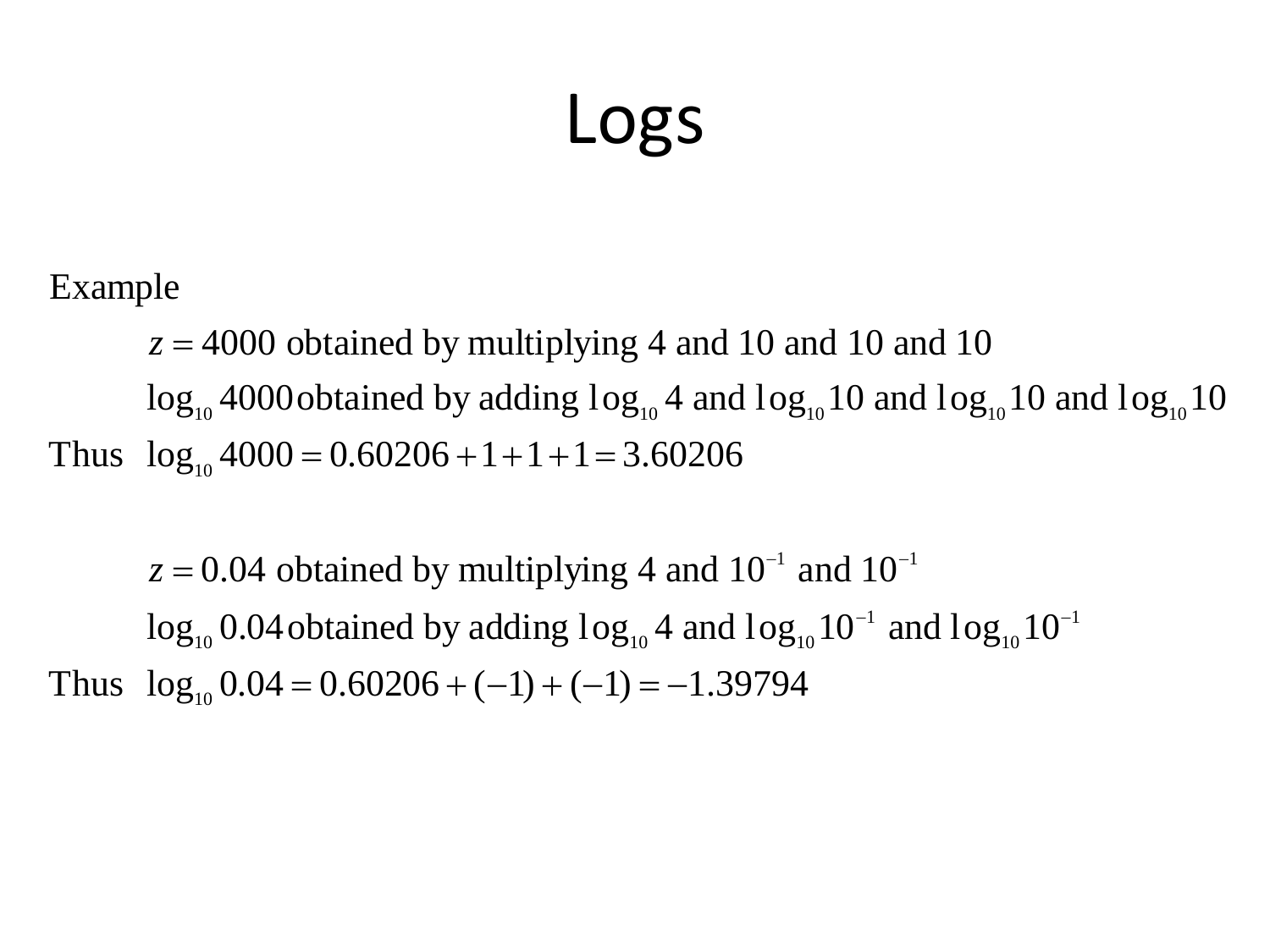# Logs

Example

$z = 4000$ obtained by multiplying 4 and 10 and 10 and 10

$\log_{10} 4000$ obtained by adding $\log_{10} 4$ and $\log_{10} 10$ and $\log_{10} 10$ and $\log_{10} 10$

Thus $\log_{10} 4000 = 0.60206 + 1 + 1 + 1 = 3.60206$

$z = 0.04$ obtained by multiplying 4 and $10^{-1}$ and $10^{-1}$

$\log_{10} 0.04$ obtained by adding $\log_{10} 4$ and $\log_{10} 10^{-1}$ and $\log_{10} 10^{-1}$

Thus $\log_{10} 0.04 = 0.60206 + (-1) + (-1) = -1.39794$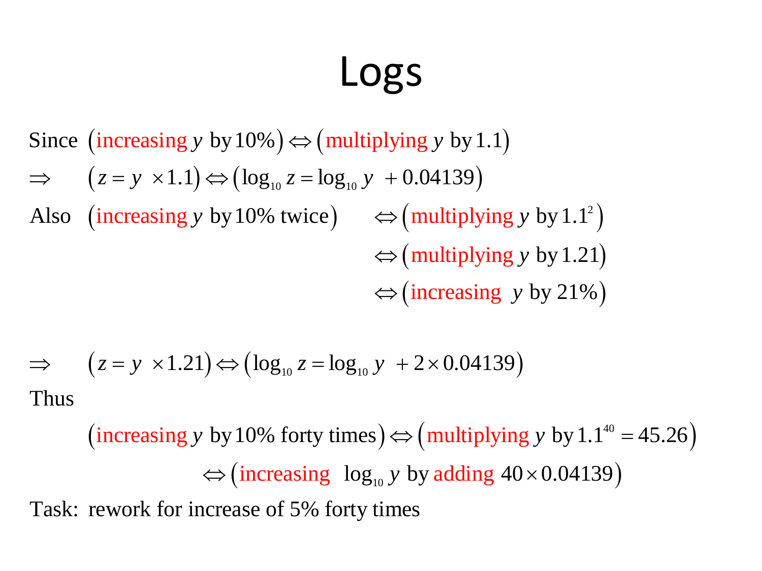# Logs

Since $\left(\text{increasing } y \text{ by } 10\%\right) \Leftrightarrow \left(\text{multiplying } y \text{ by } 1.1\right)$

$\Rightarrow \quad \left(z = y \times 1.1\right) \Leftrightarrow \left(\log_{10} z = \log_{10} y + 0.04139\right)$

Also $\left(\text{increasing } y \text{ by } 10\% \text{ twice}\right) \quad \Leftrightarrow \left(\text{multiplying } y \text{ by } 1.1^2\right)$

$$\Leftrightarrow \left(\text{multiplying } y \text{ by } 1.21\right)$$

$$\Leftrightarrow \left(\text{increasing } y \text{ by } 21\%\right)$$

$\Rightarrow \quad \left(z = y \times 1.21\right) \Leftrightarrow \left(\log_{10} z = \log_{10} y + 2 \times 0.04139\right)$

Thus

$$\left(\text{increasing } y \text{ by } 10\% \text{ forty times}\right) \Leftrightarrow \left(\text{multiplying } y \text{ by } 1.1^{40} = 45.26\right)$$

$$\Leftrightarrow \left(\text{increasing } \log_{10} y \text{ by adding } 40 \times 0.04139\right)$$

Task: rework for increase of 5% forty times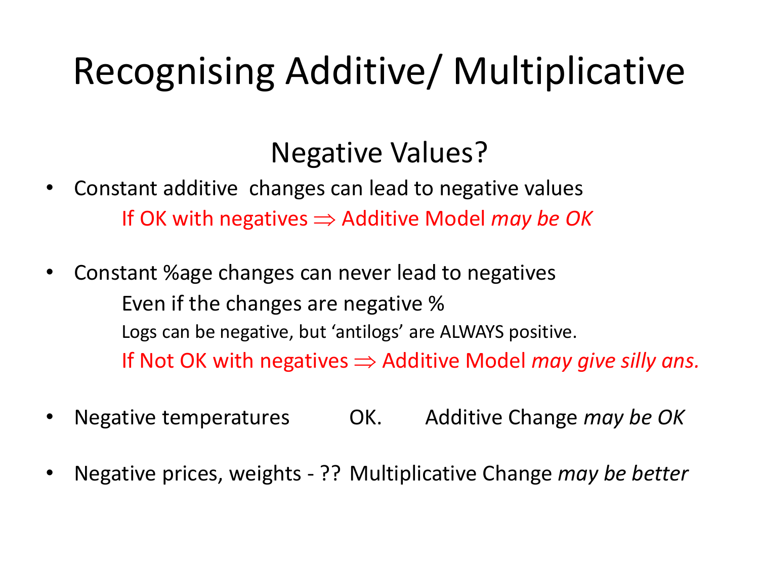# Recognising Additive/ Multiplicative

## Negative Values?

- Constant additive changes can lead to negative values

  If OK with negatives ⇒ Additive Model *may be OK*

- Constant %age changes can never lead to negatives

  Even if the changes are negative %

  Logs can be negative, but 'antilogs' are ALWAYS positive.

  If Not OK with negatives ⇒ Additive Model *may give silly ans.*

- Negative temperatures OK. Additive Change *may be OK*

- Negative prices, weights - ?? Multiplicative Change *may be better*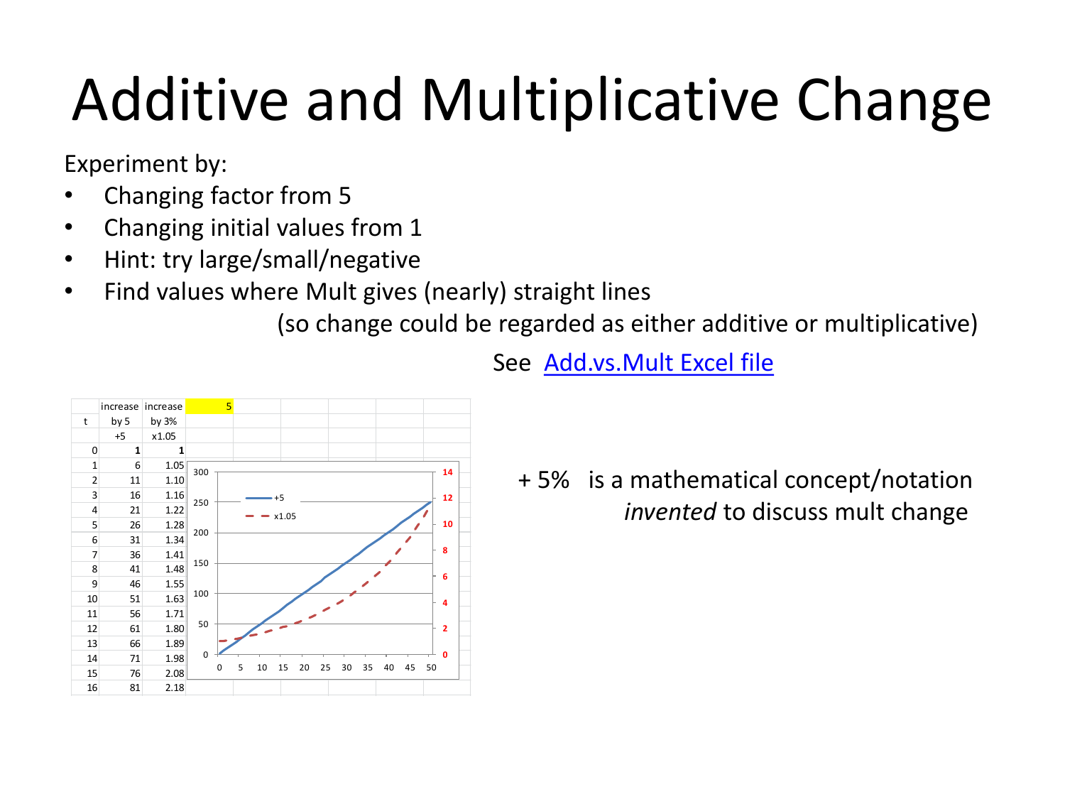# Additive and Multiplicative Change

Experiment by:

- Changing factor from 5
- Changing initial values from 1
- Hint: try large/small/negative
- Find values where Mult gives (nearly) straight lines
  (so change could be regarded as either additive or multiplicative)

See [Add.vs.Mult Excel file]()

| | increase | increase | 5 |
|---|---|---|---|
| t | by 5 | by 3% | |
| | +5 | x1.05 | |
| 0 | **1** | **1** | |
| 1 | 6 | 1.05 | |
| 2 | 11 | 1.10 | |
| 3 | 16 | 1.16 | |
| 4 | 21 | 1.22 | |
| 5 | 26 | 1.28 | |
| 6 | 31 | 1.34 | |
| 7 | 36 | 1.41 | |
| 8 | 41 | 1.48 | |
| 9 | 46 | 1.55 | |
| 10 | 51 | 1.63 | |
| 11 | 56 | 1.71 | |
| 12 | 61 | 1.80 | |
| 13 | 66 | 1.89 | |
| 14 | 71 | 1.98 | |
| 15 | 76 | 2.08 | |
| 16 | 81 | 2.18 | |

+ 5% is a mathematical concept/notation *invented* to discuss mult change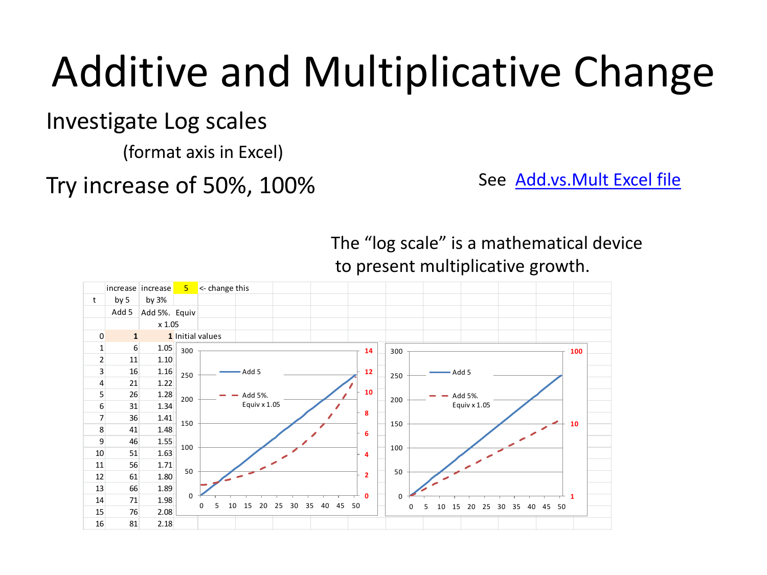# Additive and Multiplicative Change

Investigate Log scales

(format axis in Excel)

Try increase of 50%, 100%

See Add.vs.Mult Excel file

The "log scale" is a mathematical device to present multiplicative growth.

| t | increase by 5 | increase by 3% | 5 | <- change this |
|---|---|---|---|---|
| | Add 5 | Add 5%. Equiv x 1.05 | | |
| 0 | 1 | 1 | Initial values | |
| 1 | 6 | 1.05 | | |
| 2 | 11 | 1.10 | | |
| 3 | 16 | 1.16 | | |
| 4 | 21 | 1.22 | | |
| 5 | 26 | 1.28 | | |
| 6 | 31 | 1.34 | | |
| 7 | 36 | 1.41 | | |
| 8 | 41 | 1.48 | | |
| 9 | 46 | 1.55 | | |
| 10 | 51 | 1.63 | | |
| 11 | 56 | 1.71 | | |
| 12 | 61 | 1.80 | | |
| 13 | 66 | 1.89 | | |
| 14 | 71 | 1.98 | | |
| 15 | 76 | 2.08 | | |
| 16 | 81 | 2.18 | | |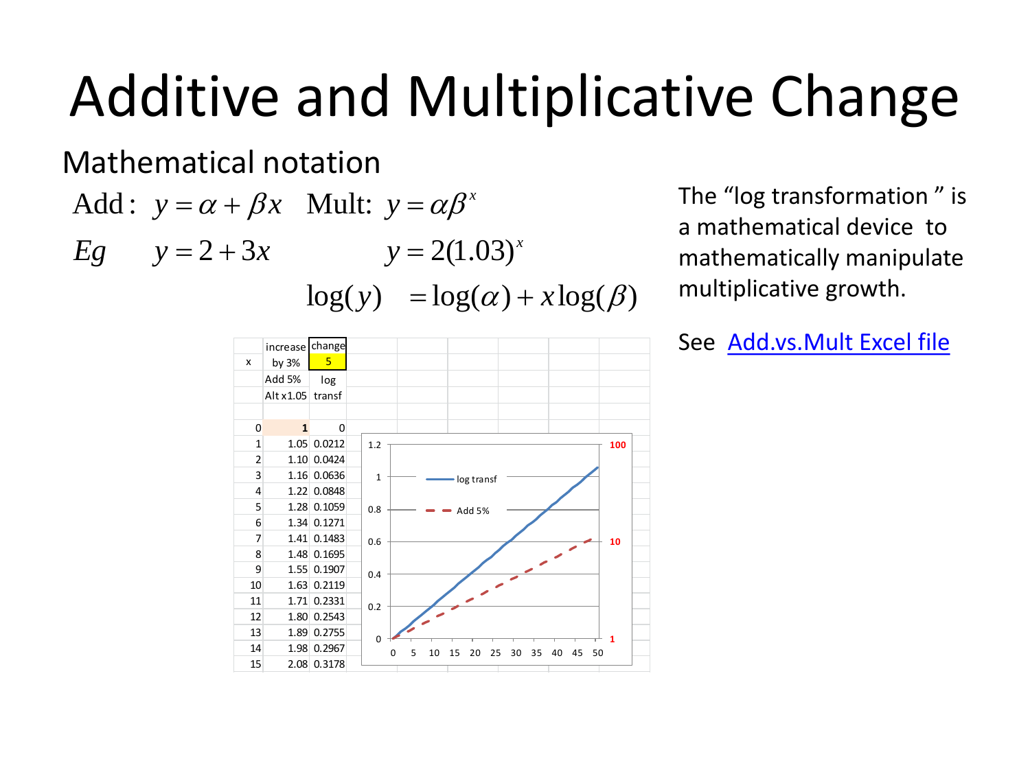# Additive and Multiplicative Change

Mathematical notation

$$\text{Add}: \ y = \alpha + \beta x \quad \text{Mult: } y = \alpha\beta^x$$

$$Eg \quad y = 2 + 3x \qquad y = 2(1.03)^x$$

$$\log(y) = \log(\alpha) + x\log(\beta)$$

| x | increase by 3% | change 5 |
|---|---|---|
| | Add 5% Alt x1.05 | log transf |
| 0 | 1 | 0 |
| 1 | 1.05 | 0.0212 |
| 2 | 1.10 | 0.0424 |
| 3 | 1.16 | 0.0636 |
| 4 | 1.22 | 0.0848 |
| 5 | 1.28 | 0.1059 |
| 6 | 1.34 | 0.1271 |
| 7 | 1.41 | 0.1483 |
| 8 | 1.48 | 0.1695 |
| 9 | 1.55 | 0.1907 |
| 10 | 1.63 | 0.2119 |
| 11 | 1.71 | 0.2331 |
| 12 | 1.80 | 0.2543 |
| 13 | 1.89 | 0.2755 |
| 14 | 1.98 | 0.2967 |
| 15 | 2.08 | 0.3178 |

The "log transformation " is a mathematical device to mathematically manipulate multiplicative growth.

See [Add.vs.Mult Excel file]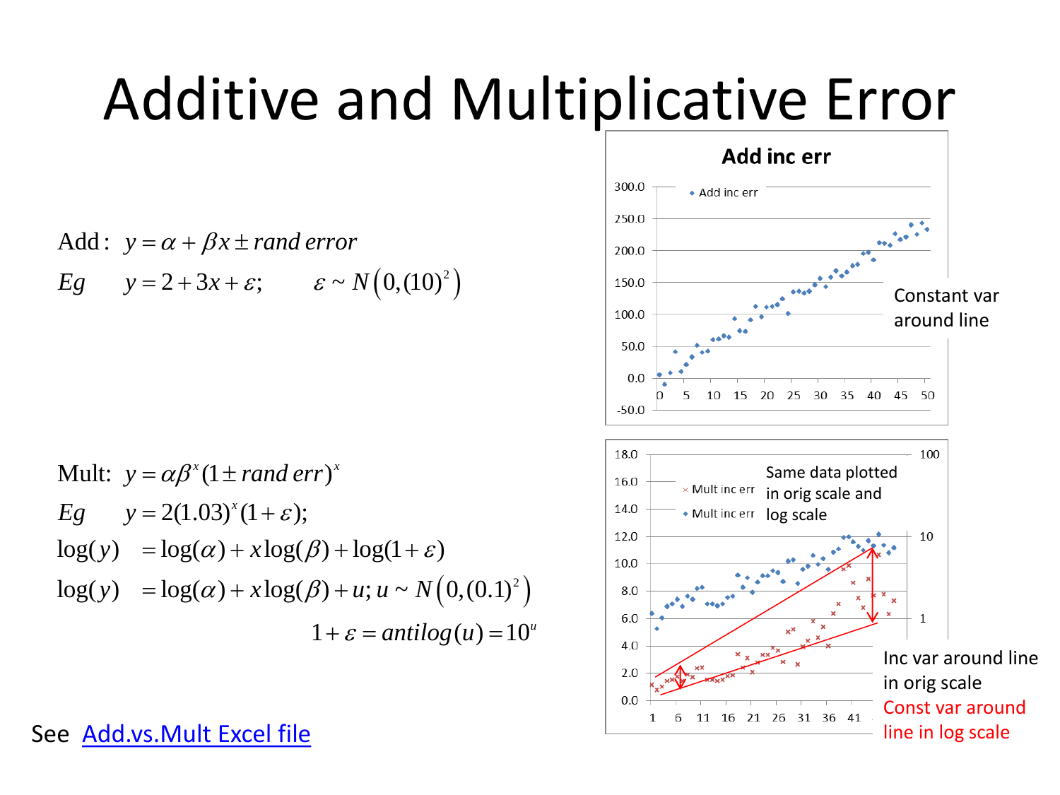# Additive and Multiplicative Error

Add: $y = \alpha + \beta x \pm rand\ error$

Eg $\quad y = 2 + 3x + \varepsilon; \qquad \varepsilon \sim N\left(0,(10)^2\right)$

**Add inc err**

Constant var around line

Mult: $y = \alpha\beta^x(1 \pm rand\ err)^x$

Eg $\quad y = 2(1.03)^x(1+\varepsilon);$

$$\log(y) = \log(\alpha) + x\log(\beta) + \log(1+\varepsilon)$$

$$\log(y) = \log(\alpha) + x\log(\beta) + u; u \sim N\left(0,(0.1)^2\right)$$

$$1 + \varepsilon = antilog(u) = 10^u$$

Same data plotted in orig scale and log scale

Inc var around line in orig scale

Const var around line in log scale

See Add.vs.Mult Excel file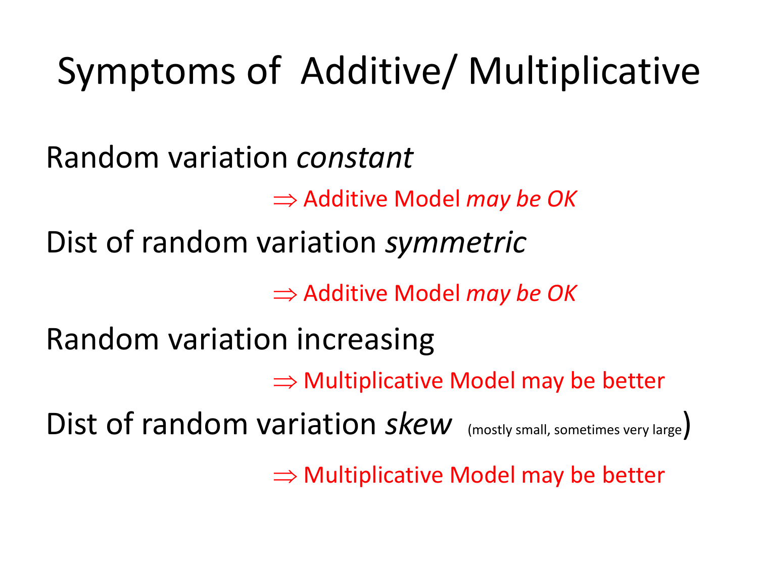# Symptoms of Additive/ Multiplicative

Random variation *constant*

$\Rightarrow$ Additive Model *may be OK*

Dist of random variation *symmetric*

$\Rightarrow$ Additive Model *may be OK*

Random variation increasing

$\Rightarrow$ Multiplicative Model may be better

Dist of random variation *skew* (mostly small, sometimes very large)

$\Rightarrow$ Multiplicative Model may be better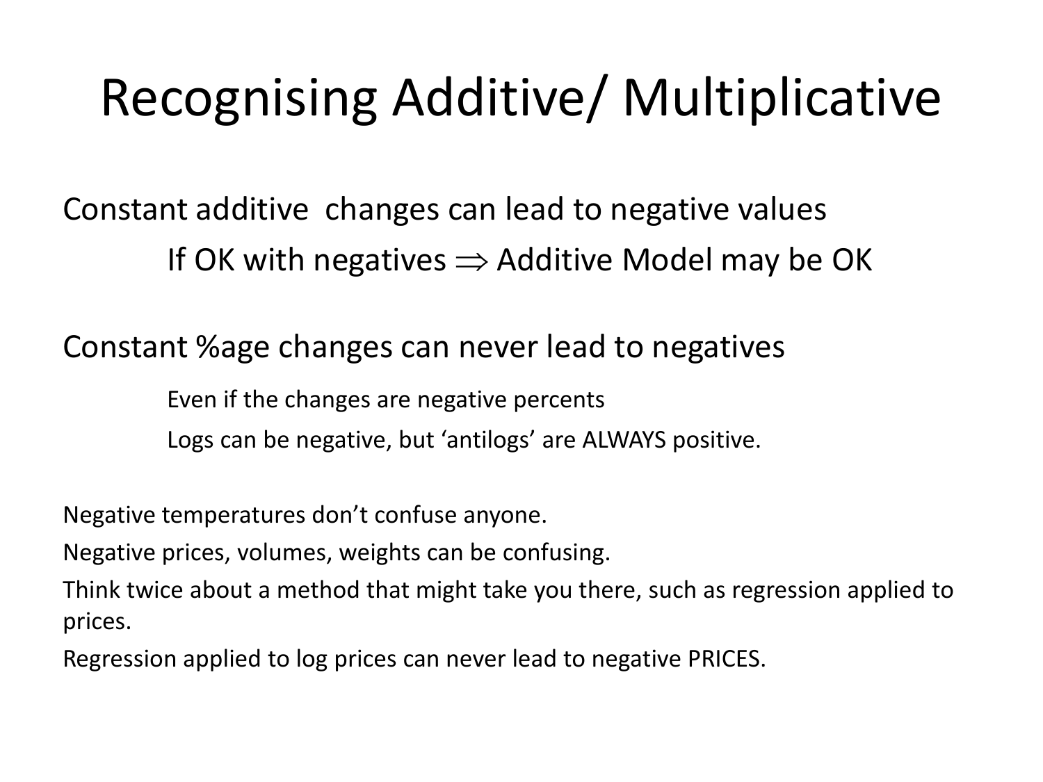# Recognising Additive/ Multiplicative

Constant additive changes can lead to negative values

If OK with negatives $\Rightarrow$ Additive Model may be OK

Constant %age changes can never lead to negatives

Even if the changes are negative percents

Logs can be negative, but 'antilogs' are ALWAYS positive.

Negative temperatures don't confuse anyone.

Negative prices, volumes, weights can be confusing.

Think twice about a method that might take you there, such as regression applied to prices.

Regression applied to log prices can never lead to negative PRICES.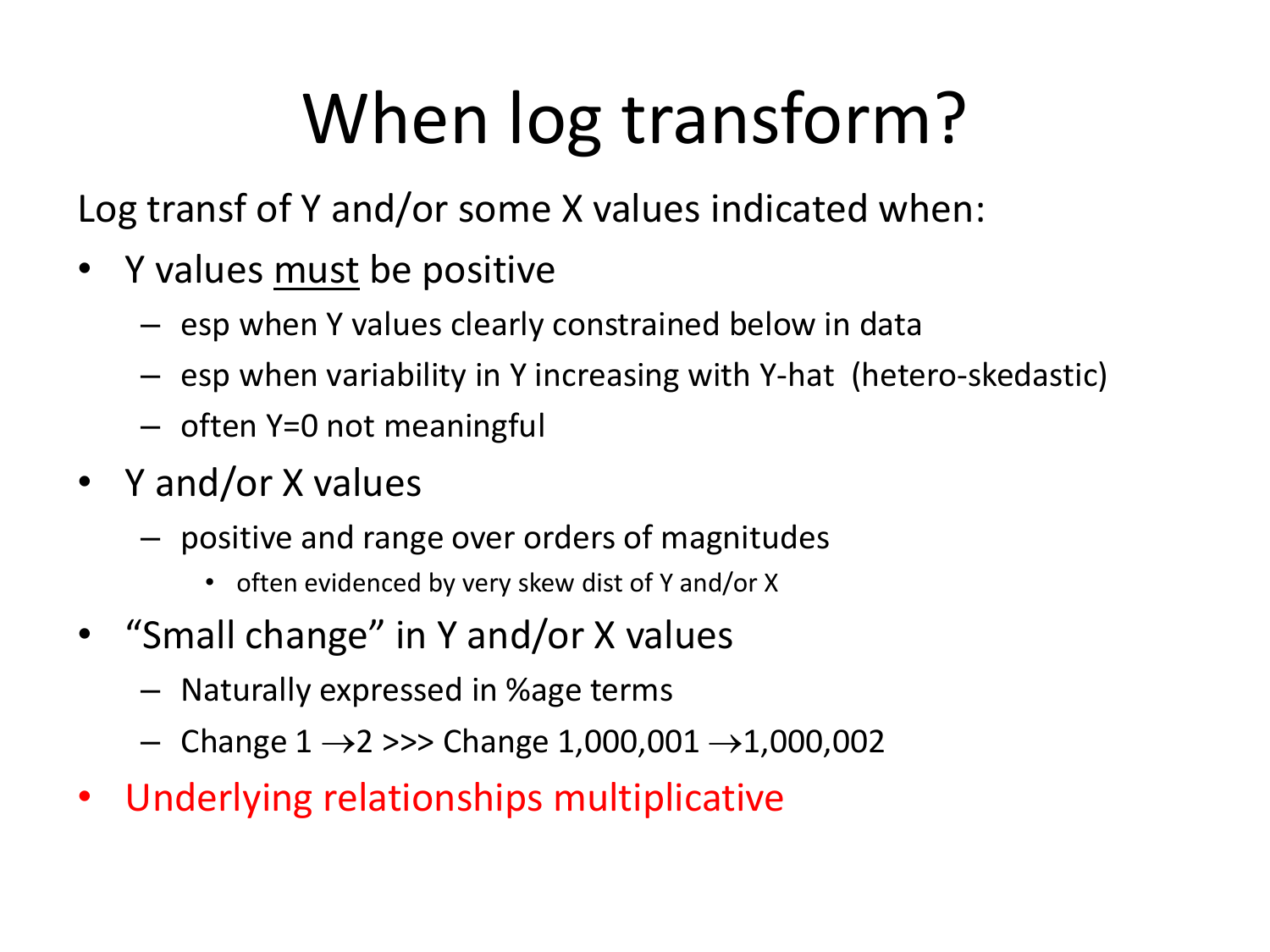# When log transform?

Log transf of Y and/or some X values indicated when:

- Y values <u>must</u> be positive
  - esp when Y values clearly constrained below in data
  - esp when variability in Y increasing with Y-hat (hetero-skedastic)
  - often Y=0 not meaningful
- Y and/or X values
  - positive and range over orders of magnitudes
    - often evidenced by very skew dist of Y and/or X
- "Small change" in Y and/or X values
  - Naturally expressed in %age terms
  - Change 1 $\rightarrow$2 >>> Change 1,000,001 $\rightarrow$1,000,002
- Underlying relationships multiplicative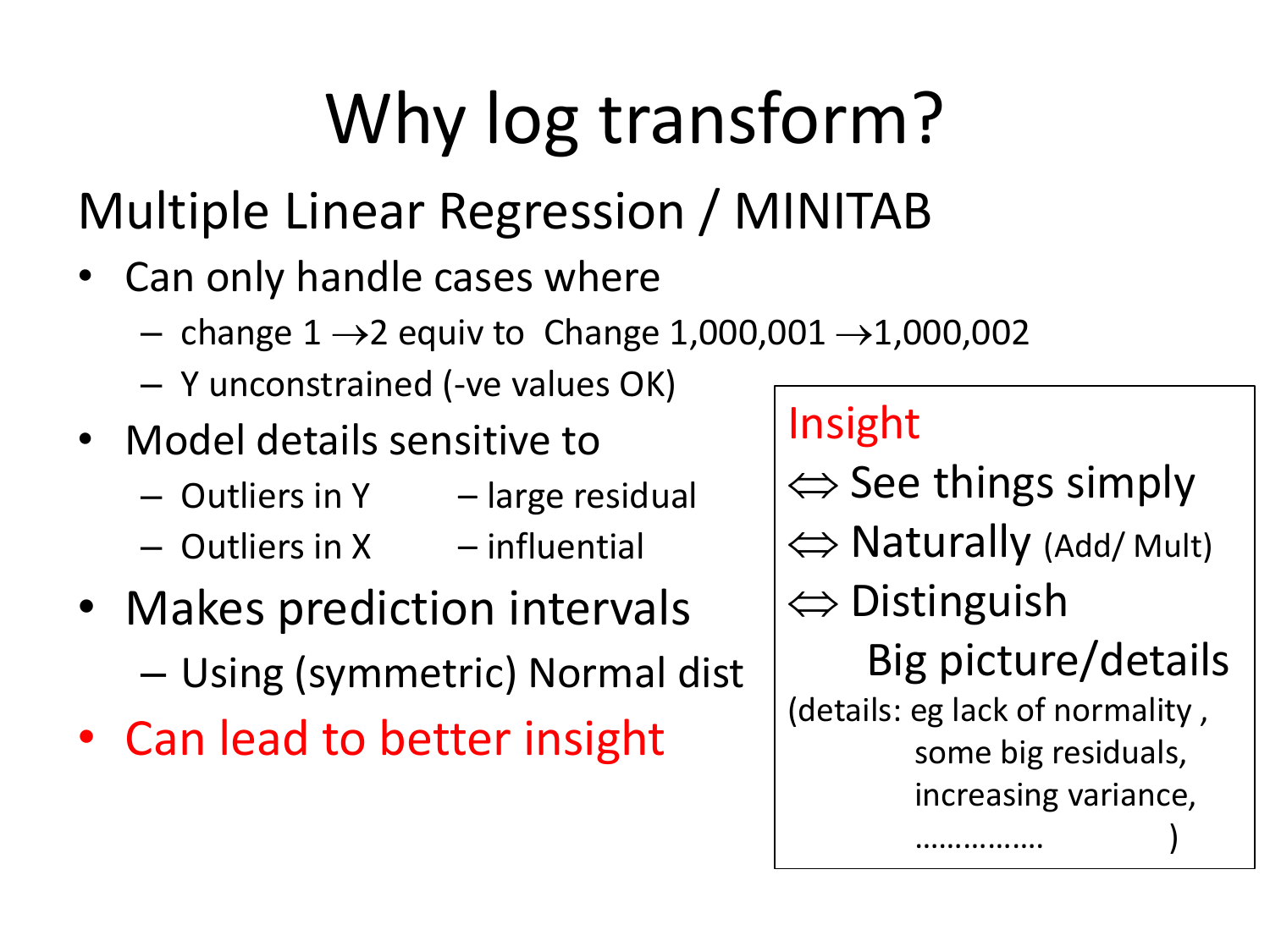# Why log transform?

## Multiple Linear Regression / MINITAB

- Can only handle cases where
  - change 1 → 2 equiv to Change 1,000,001 → 1,000,002
  - Y unconstrained (-ve values OK)
- Model details sensitive to
  - Outliers in Y – large residual
  - Outliers in X – influential
- Makes prediction intervals
  - Using (symmetric) Normal dist
- Can lead to better insight

**Insight**

⇔ See things simply

⇔ Naturally (Add/ Mult)

⇔ Distinguish

Big picture/details

(details: eg lack of normality ,
some big residuals,
increasing variance,
……………. )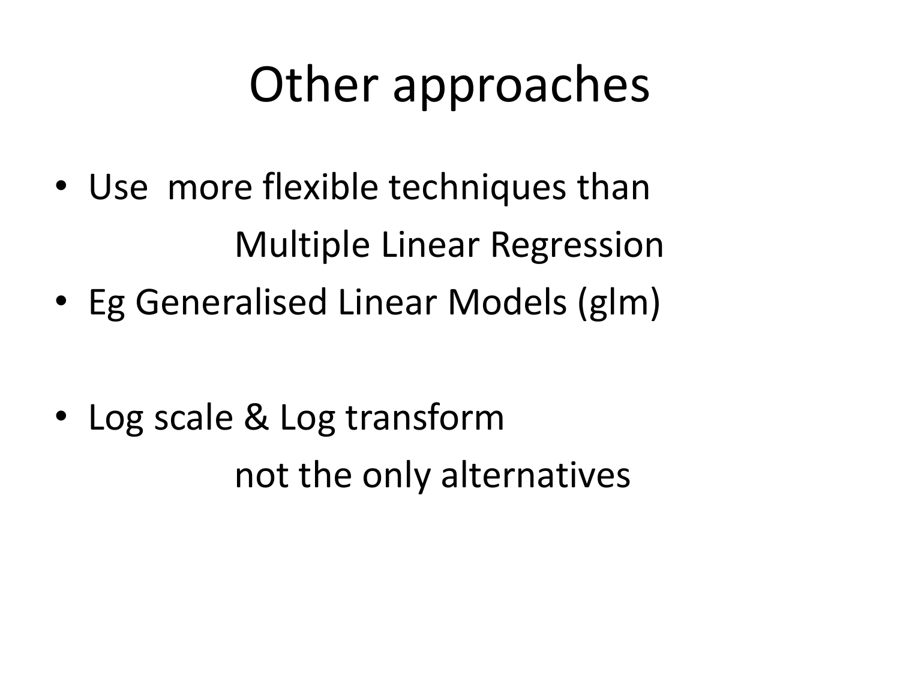# Other approaches

- Use more flexible techniques than
  Multiple Linear Regression
- Eg Generalised Linear Models (glm)

- Log scale & Log transform
  not the only alternatives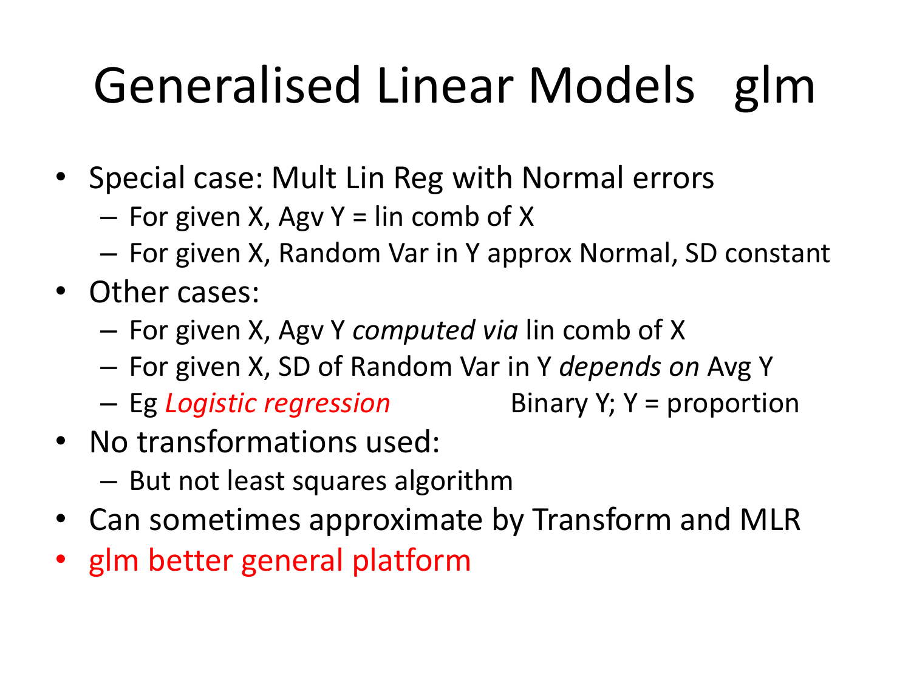# Generalised Linear Models glm

- Special case: Mult Lin Reg with Normal errors
  - For given X, Agv Y = lin comb of X
  - For given X, Random Var in Y approx Normal, SD constant
- Other cases:
  - For given X, Agv Y *computed via* lin comb of X
  - For given X, SD of Random Var in Y *depends on* Avg Y
  - Eg *Logistic regression* Binary Y; Y = proportion
- No transformations used:
  - But not least squares algorithm
- Can sometimes approximate by Transform and MLR
- glm better general platform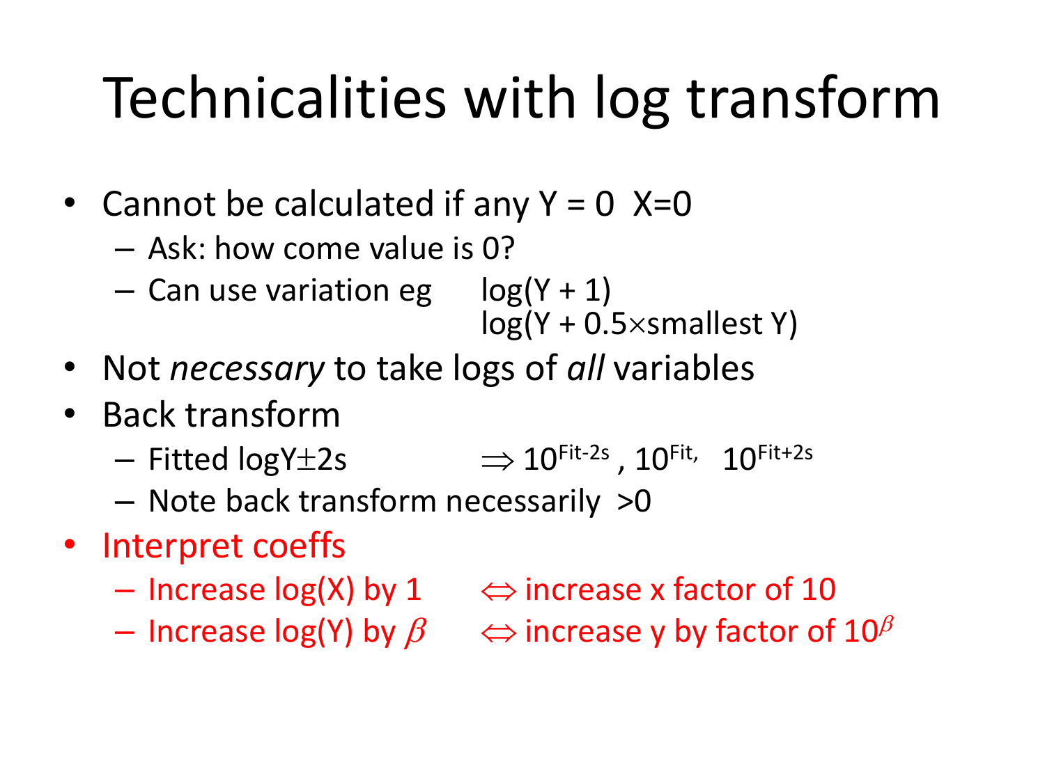# Technicalities with log transform

- Cannot be calculated if any Y = 0  X=0
  - Ask: how come value is 0?
  - Can use variation eg   log(Y + 1)
    log(Y + 0.5×smallest Y)
- Not *necessary* to take logs of *all* variables
- Back transform
  - Fitted logY±2s   $\Rightarrow 10^{\text{Fit-2s}}$ , $10^{\text{Fit,}}$  $10^{\text{Fit+2s}}$
  - Note back transform necessarily >0
- Interpret coeffs
  - Increase log(X) by 1   $\Leftrightarrow$ increase x factor of 10
  - Increase log(Y) by $\beta$   $\Leftrightarrow$ increase y by factor of $10^{\beta}$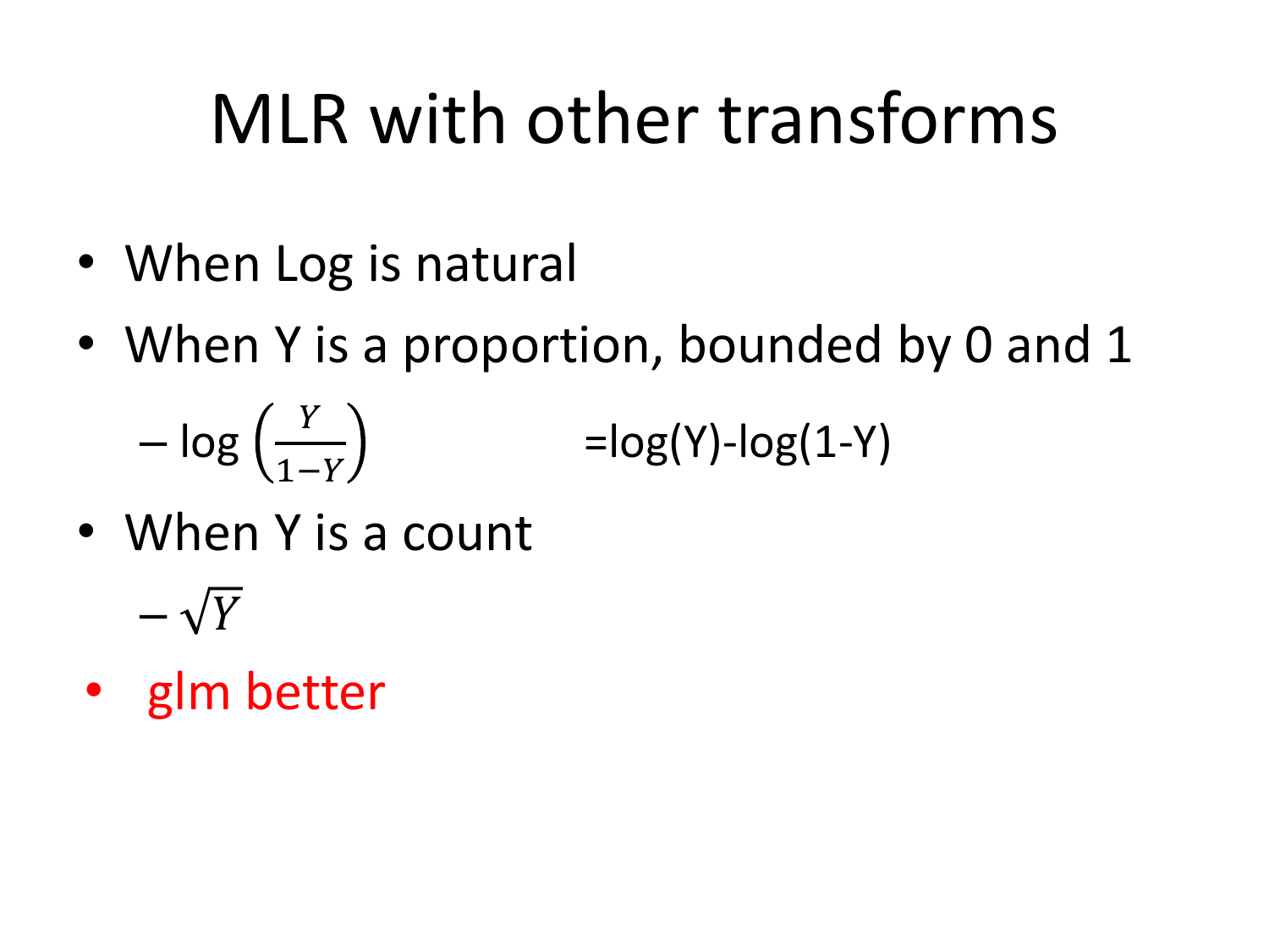# MLR with other transforms

- When Log is natural
- When Y is a proportion, bounded by 0 and 1
  - $\log\left(\frac{Y}{1-Y}\right)$ =log(Y)-log(1-Y)
- When Y is a count
  - $\sqrt{Y}$
- glm better